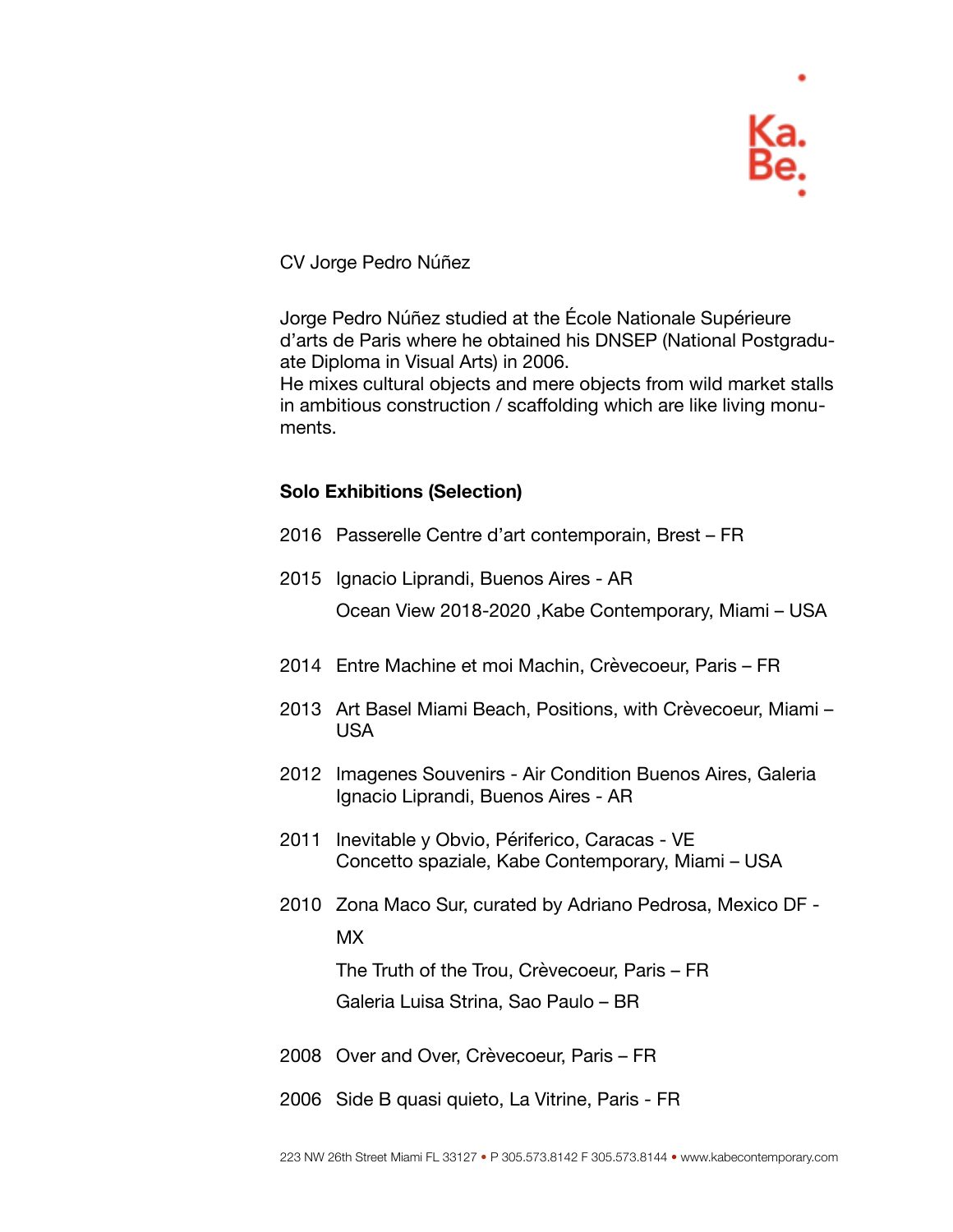Ka.
Be.

CV Jorge Pedro Núñez

Jorge Pedro Núñez studied at the École Nationale Supérieure d'arts de Paris where he obtained his DNSEP (National Postgraduate Diploma in Visual Arts) in 2006.
He mixes cultural objects and mere objects from wild market stalls in ambitious construction / scaffolding which are like living monuments.

**Solo Exhibitions (Selection)**

2016 Passerelle Centre d'art contemporain, Brest – FR

2015 Ignacio Liprandi, Buenos Aires - AR
Ocean View 2018-2020 ,Kabe Contemporary, Miami – USA

2014 Entre Machine et moi Machin, Crèvecoeur, Paris – FR

2013 Art Basel Miami Beach, Positions, with Crèvecoeur, Miami – USA

2012 Imagenes Souvenirs - Air Condition Buenos Aires, Galeria Ignacio Liprandi, Buenos Aires - AR

2011 Inevitable y Obvio, Périferico, Caracas - VE
Concetto spaziale, Kabe Contemporary, Miami – USA

2010 Zona Maco Sur, curated by Adriano Pedrosa, Mexico DF - MX
The Truth of the Trou, Crèvecoeur, Paris – FR
Galeria Luisa Strina, Sao Paulo – BR

2008 Over and Over, Crèvecoeur, Paris – FR

2006 Side B quasi quieto, La Vitrine, Paris - FR

223 NW 26th Street Miami FL 33127 • P 305.573.8142 F 305.573.8144 • www.kabecontemporary.com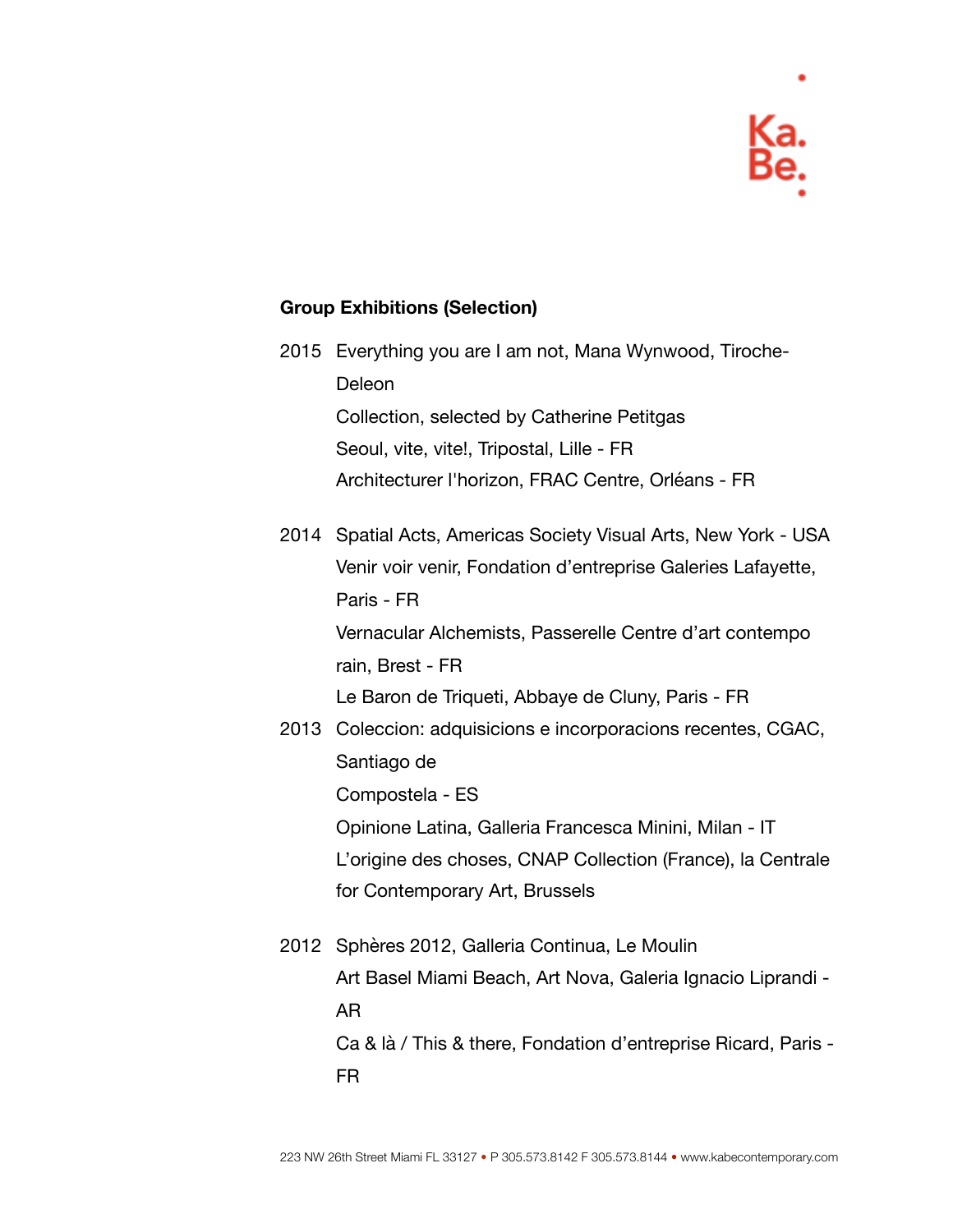**Group Exhibitions (Selection)**

2015 Everything you are I am not, Mana Wynwood, Tiroche-Deleon
Collection, selected by Catherine Petitgas
Seoul, vite, vite!, Tripostal, Lille - FR
Architecturer l'horizon, FRAC Centre, Orléans - FR

2014 Spatial Acts, Americas Society Visual Arts, New York - USA
Venir voir venir, Fondation d'entreprise Galeries Lafayette, Paris - FR
Vernacular Alchemists, Passerelle Centre d'art contempo rain, Brest - FR
Le Baron de Triqueti, Abbaye de Cluny, Paris - FR

2013 Coleccion: adquisicions e incorporacions recentes, CGAC, Santiago de Compostela - ES
Opinione Latina, Galleria Francesca Minini, Milan - IT
L'origine des choses, CNAP Collection (France), la Centrale for Contemporary Art, Brussels

2012 Sphères 2012, Galleria Continua, Le Moulin
Art Basel Miami Beach, Art Nova, Galeria Ignacio Liprandi - AR
Ca & là / This & there, Fondation d'entreprise Ricard, Paris - FR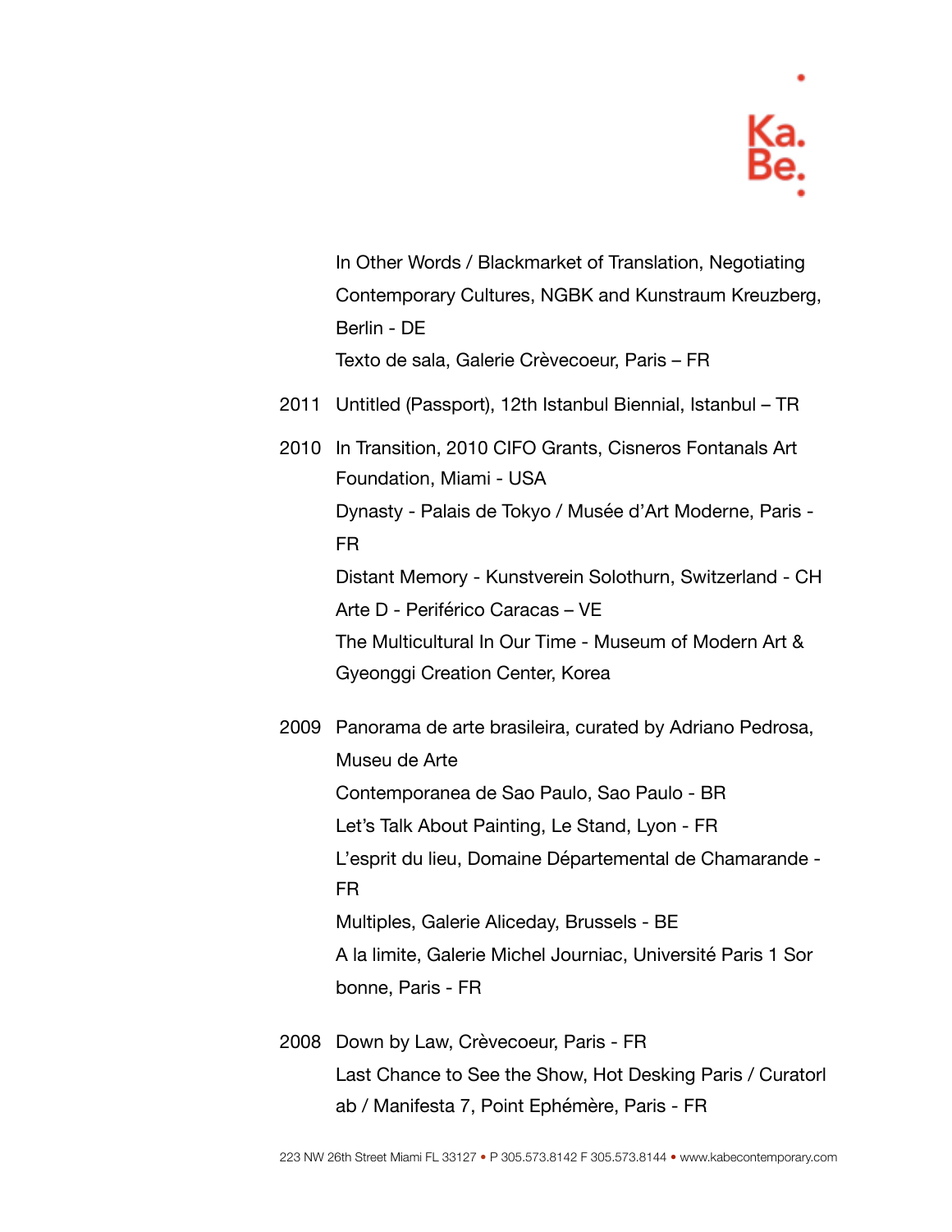In Other Words / Blackmarket of Translation, Negotiating Contemporary Cultures, NGBK and Kunstraum Kreuzberg, Berlin - DE

Texto de sala, Galerie Crèvecoeur, Paris – FR

2011 Untitled (Passport), 12th Istanbul Biennial, Istanbul – TR

2010 In Transition, 2010 CIFO Grants, Cisneros Fontanals Art Foundation, Miami - USA

Dynasty - Palais de Tokyo / Musée d'Art Moderne, Paris - FR

Distant Memory - Kunstverein Solothurn, Switzerland - CH

Arte D - Periférico Caracas – VE

The Multicultural In Our Time - Museum of Modern Art & Gyeonggi Creation Center, Korea

2009 Panorama de arte brasileira, curated by Adriano Pedrosa, Museu de Arte

Contemporanea de Sao Paulo, Sao Paulo - BR

Let's Talk About Painting, Le Stand, Lyon - FR

L'esprit du lieu, Domaine Départemental de Chamarande - FR

Multiples, Galerie Aliceday, Brussels - BE

A la limite, Galerie Michel Journiac, Université Paris 1 Sor bonne, Paris - FR

2008 Down by Law, Crèvecoeur, Paris - FR

Last Chance to See the Show, Hot Desking Paris / Curatorl ab / Manifesta 7, Point Ephémère, Paris - FR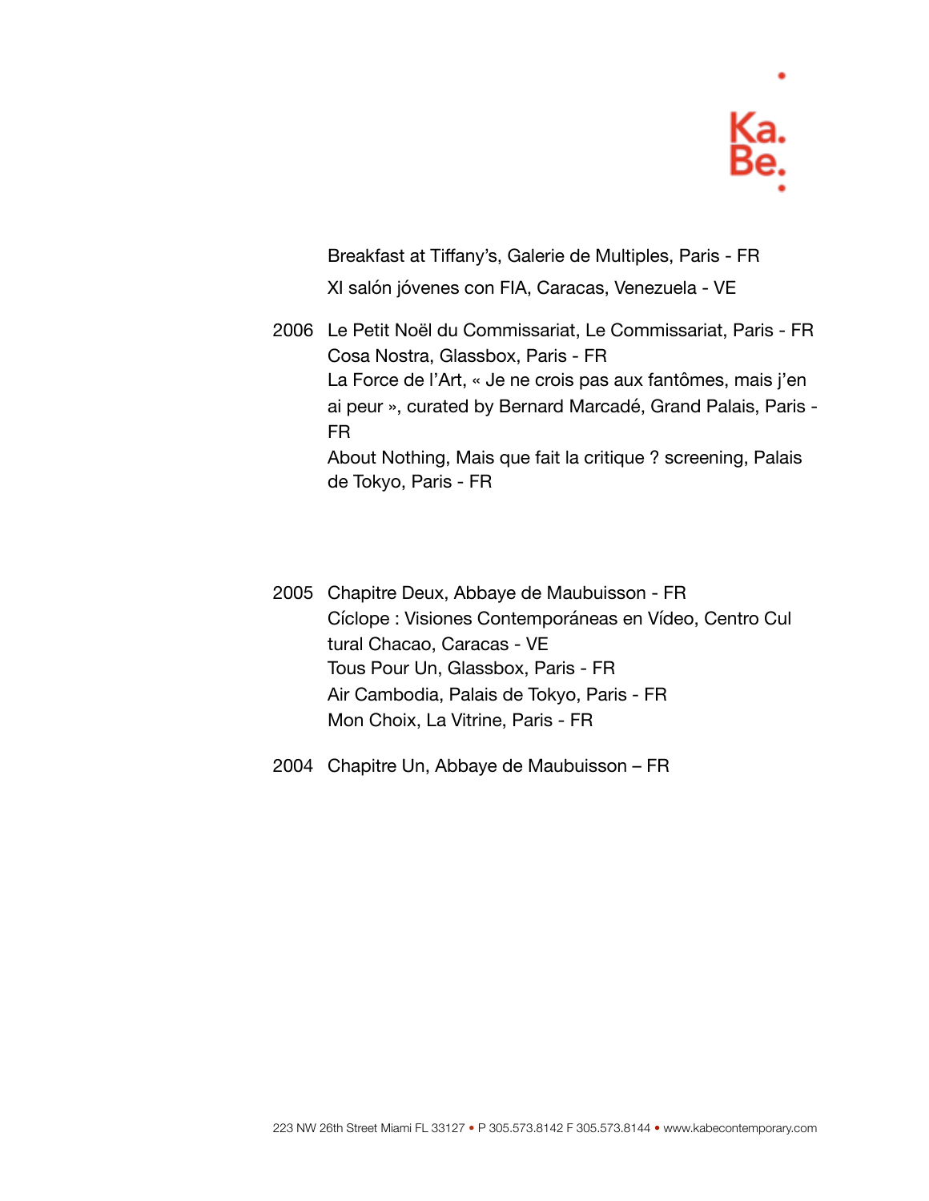Breakfast at Tiffany's, Galerie de Multiples, Paris - FR

XI salón jóvenes con FIA, Caracas, Venezuela - VE

2006 Le Petit Noël du Commissariat, Le Commissariat, Paris - FR
Cosa Nostra, Glassbox, Paris - FR
La Force de l'Art, « Je ne crois pas aux fantômes, mais j'en ai peur », curated by Bernard Marcadé, Grand Palais, Paris - FR
About Nothing, Mais que fait la critique ? screening, Palais de Tokyo, Paris - FR

2005 Chapitre Deux, Abbaye de Maubuisson - FR
Cíclope : Visiones Contemporáneas en Vídeo, Centro Cultural Chacao, Caracas - VE
Tous Pour Un, Glassbox, Paris - FR
Air Cambodia, Palais de Tokyo, Paris - FR
Mon Choix, La Vitrine, Paris - FR

2004 Chapitre Un, Abbaye de Maubuisson – FR